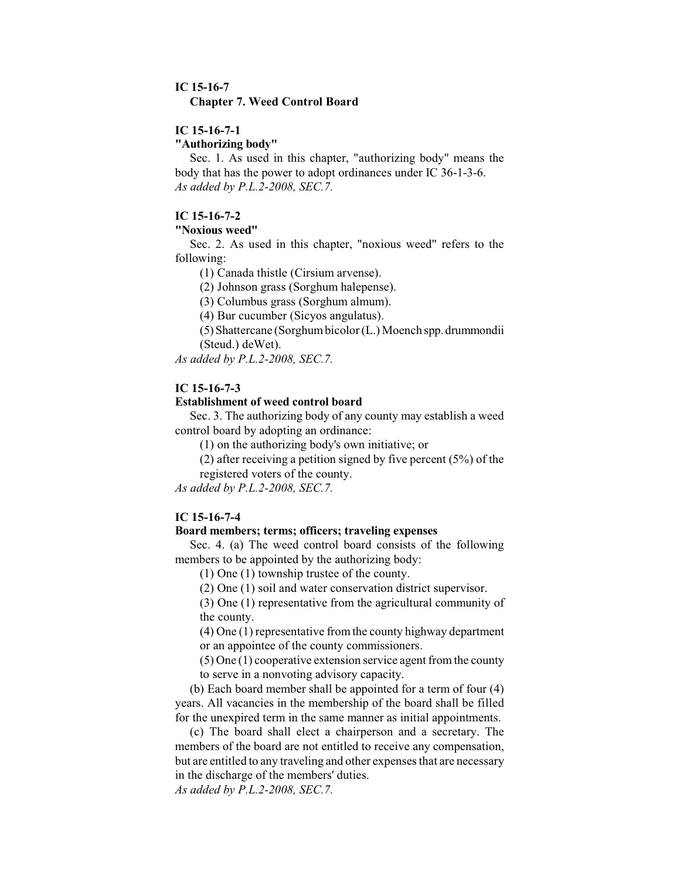# IC 15-16-7
## Chapter 7. Weed Control Board

### IC 15-16-7-1
**"Authorizing body"**

Sec. 1. As used in this chapter, "authorizing body" means the body that has the power to adopt ordinances under IC 36-1-3-6.
*As added by P.L.2-2008, SEC.7.*

### IC 15-16-7-2
**"Noxious weed"**

Sec. 2. As used in this chapter, "noxious weed" refers to the following:

(1) Canada thistle (Cirsium arvense).

(2) Johnson grass (Sorghum halepense).

(3) Columbus grass (Sorghum almum).

(4) Bur cucumber (Sicyos angulatus).

(5) Shattercane (Sorghum bicolor (L.) Moench spp. drummondii (Steud.) deWet).

*As added by P.L.2-2008, SEC.7.*

### IC 15-16-7-3
**Establishment of weed control board**

Sec. 3. The authorizing body of any county may establish a weed control board by adopting an ordinance:

(1) on the authorizing body's own initiative; or

(2) after receiving a petition signed by five percent (5%) of the registered voters of the county.

*As added by P.L.2-2008, SEC.7.*

### IC 15-16-7-4
**Board members; terms; officers; traveling expenses**

Sec. 4. (a) The weed control board consists of the following members to be appointed by the authorizing body:

(1) One (1) township trustee of the county.

(2) One (1) soil and water conservation district supervisor.

(3) One (1) representative from the agricultural community of the county.

(4) One (1) representative from the county highway department or an appointee of the county commissioners.

(5) One (1) cooperative extension service agent from the county to serve in a nonvoting advisory capacity.

(b) Each board member shall be appointed for a term of four (4) years. All vacancies in the membership of the board shall be filled for the unexpired term in the same manner as initial appointments.

(c) The board shall elect a chairperson and a secretary. The members of the board are not entitled to receive any compensation, but are entitled to any traveling and other expenses that are necessary in the discharge of the members' duties.

*As added by P.L.2-2008, SEC.7.*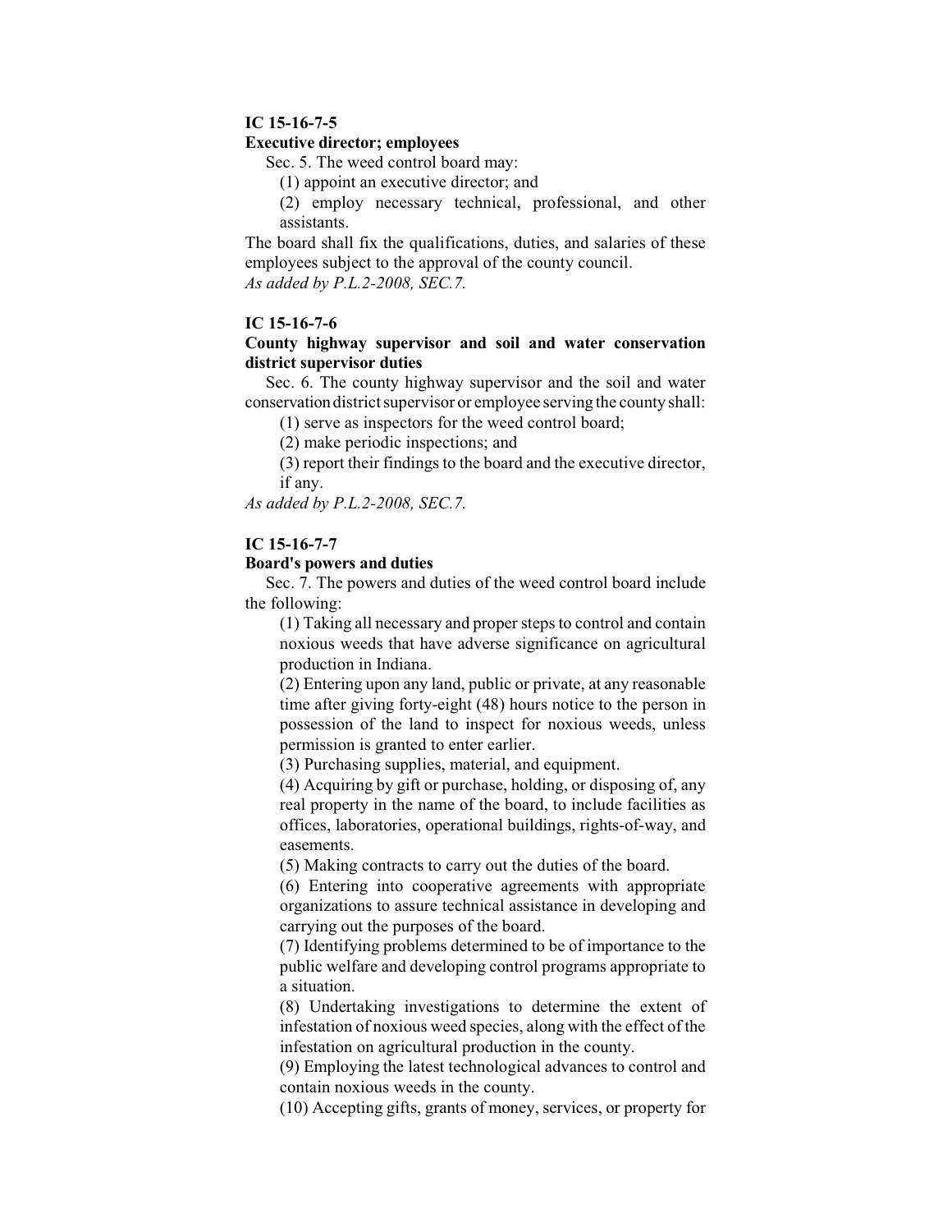**IC 15-16-7-5**

**Executive director; employees**

Sec. 5. The weed control board may:

(1) appoint an executive director; and

(2) employ necessary technical, professional, and other assistants.

The board shall fix the qualifications, duties, and salaries of these employees subject to the approval of the county council.

*As added by P.L.2-2008, SEC.7.*

**IC 15-16-7-6**

**County highway supervisor and soil and water conservation district supervisor duties**

Sec. 6. The county highway supervisor and the soil and water conservation district supervisor or employee serving the county shall:

(1) serve as inspectors for the weed control board;

(2) make periodic inspections; and

(3) report their findings to the board and the executive director, if any.

*As added by P.L.2-2008, SEC.7.*

**IC 15-16-7-7**

**Board's powers and duties**

Sec. 7. The powers and duties of the weed control board include the following:

(1) Taking all necessary and proper steps to control and contain noxious weeds that have adverse significance on agricultural production in Indiana.

(2) Entering upon any land, public or private, at any reasonable time after giving forty-eight (48) hours notice to the person in possession of the land to inspect for noxious weeds, unless permission is granted to enter earlier.

(3) Purchasing supplies, material, and equipment.

(4) Acquiring by gift or purchase, holding, or disposing of, any real property in the name of the board, to include facilities as offices, laboratories, operational buildings, rights-of-way, and easements.

(5) Making contracts to carry out the duties of the board.

(6) Entering into cooperative agreements with appropriate organizations to assure technical assistance in developing and carrying out the purposes of the board.

(7) Identifying problems determined to be of importance to the public welfare and developing control programs appropriate to a situation.

(8) Undertaking investigations to determine the extent of infestation of noxious weed species, along with the effect of the infestation on agricultural production in the county.

(9) Employing the latest technological advances to control and contain noxious weeds in the county.

(10) Accepting gifts, grants of money, services, or property for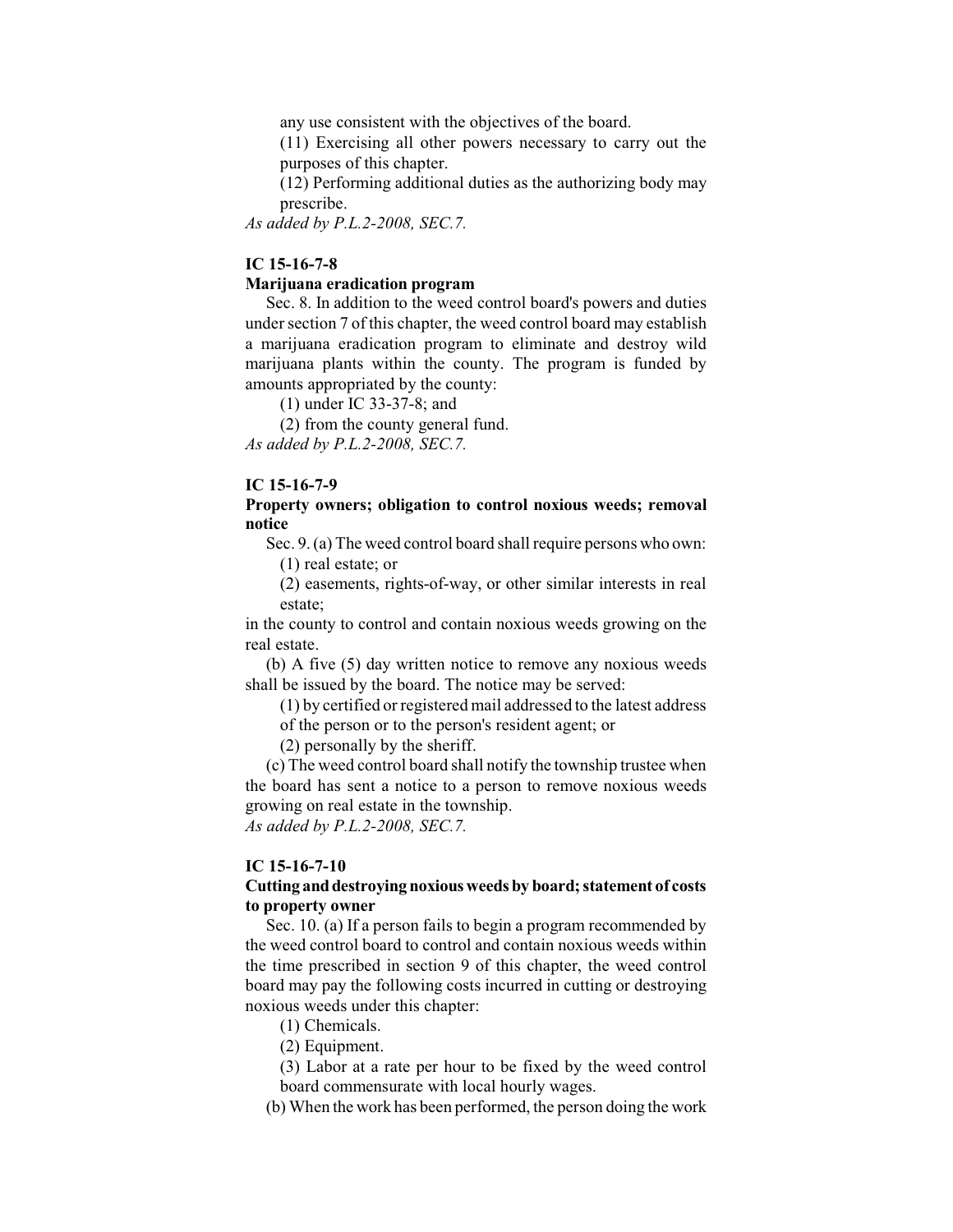any use consistent with the objectives of the board.

(11) Exercising all other powers necessary to carry out the purposes of this chapter.

(12) Performing additional duties as the authorizing body may prescribe.

*As added by P.L.2-2008, SEC.7.*

**IC 15-16-7-8**

**Marijuana eradication program**

Sec. 8. In addition to the weed control board's powers and duties under section 7 of this chapter, the weed control board may establish a marijuana eradication program to eliminate and destroy wild marijuana plants within the county. The program is funded by amounts appropriated by the county:

(1) under IC 33-37-8; and

(2) from the county general fund.

*As added by P.L.2-2008, SEC.7.*

**IC 15-16-7-9**

**Property owners; obligation to control noxious weeds; removal notice**

Sec. 9. (a) The weed control board shall require persons who own:

(1) real estate; or

(2) easements, rights-of-way, or other similar interests in real estate;

in the county to control and contain noxious weeds growing on the real estate.

(b) A five (5) day written notice to remove any noxious weeds shall be issued by the board. The notice may be served:

(1) by certified or registered mail addressed to the latest address of the person or to the person's resident agent; or

(2) personally by the sheriff.

(c) The weed control board shall notify the township trustee when the board has sent a notice to a person to remove noxious weeds growing on real estate in the township.

*As added by P.L.2-2008, SEC.7.*

**IC 15-16-7-10**

**Cutting and destroying noxious weeds by board; statement of costs to property owner**

Sec. 10. (a) If a person fails to begin a program recommended by the weed control board to control and contain noxious weeds within the time prescribed in section 9 of this chapter, the weed control board may pay the following costs incurred in cutting or destroying noxious weeds under this chapter:

(1) Chemicals.

(2) Equipment.

(3) Labor at a rate per hour to be fixed by the weed control board commensurate with local hourly wages.

(b) When the work has been performed, the person doing the work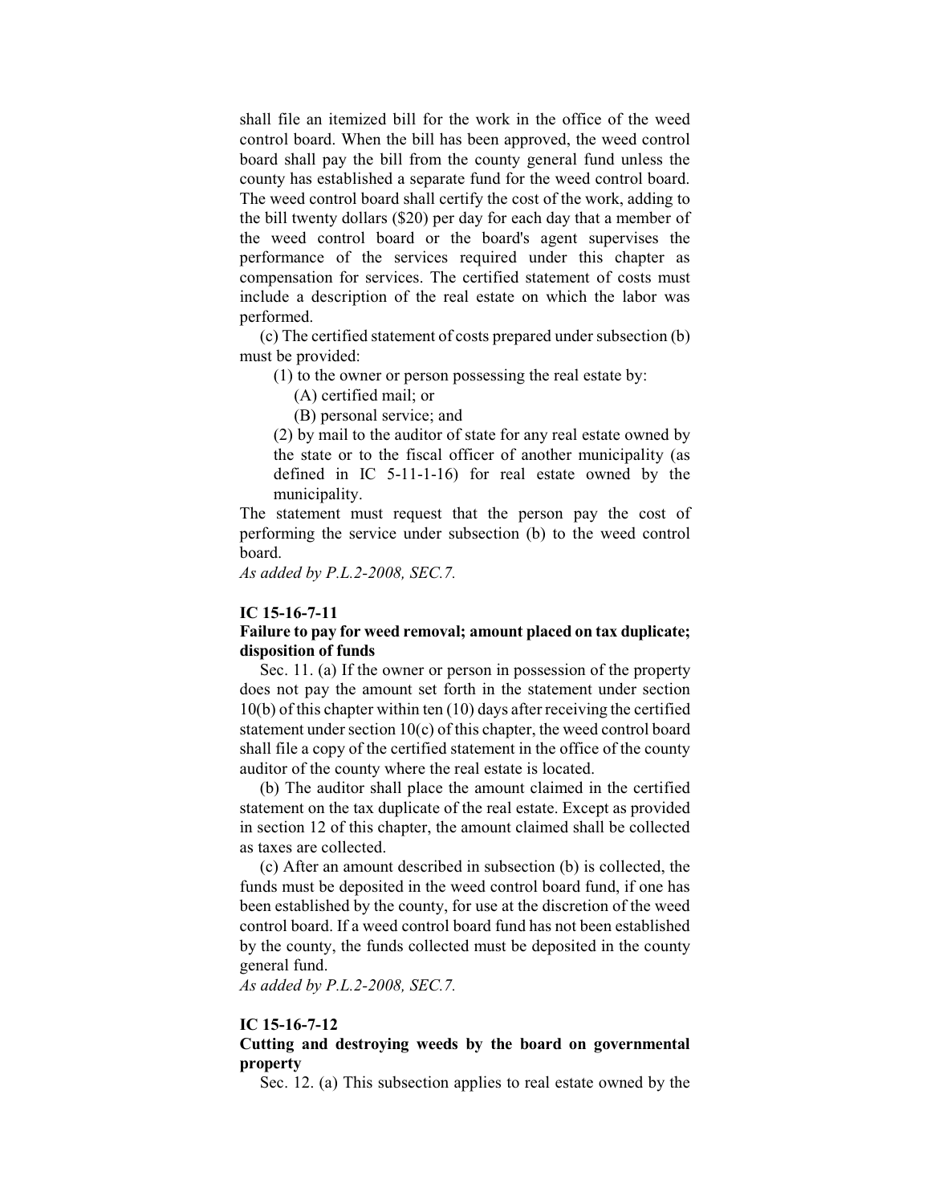shall file an itemized bill for the work in the office of the weed control board. When the bill has been approved, the weed control board shall pay the bill from the county general fund unless the county has established a separate fund for the weed control board. The weed control board shall certify the cost of the work, adding to the bill twenty dollars ($20) per day for each day that a member of the weed control board or the board's agent supervises the performance of the services required under this chapter as compensation for services. The certified statement of costs must include a description of the real estate on which the labor was performed.

(c) The certified statement of costs prepared under subsection (b) must be provided:

(1) to the owner or person possessing the real estate by:

(A) certified mail; or

(B) personal service; and

(2) by mail to the auditor of state for any real estate owned by the state or to the fiscal officer of another municipality (as defined in IC 5-11-1-16) for real estate owned by the municipality.

The statement must request that the person pay the cost of performing the service under subsection (b) to the weed control board.

*As added by P.L.2-2008, SEC.7.*

**IC 15-16-7-11**

**Failure to pay for weed removal; amount placed on tax duplicate; disposition of funds**

Sec. 11. (a) If the owner or person in possession of the property does not pay the amount set forth in the statement under section 10(b) of this chapter within ten (10) days after receiving the certified statement under section 10(c) of this chapter, the weed control board shall file a copy of the certified statement in the office of the county auditor of the county where the real estate is located.

(b) The auditor shall place the amount claimed in the certified statement on the tax duplicate of the real estate. Except as provided in section 12 of this chapter, the amount claimed shall be collected as taxes are collected.

(c) After an amount described in subsection (b) is collected, the funds must be deposited in the weed control board fund, if one has been established by the county, for use at the discretion of the weed control board. If a weed control board fund has not been established by the county, the funds collected must be deposited in the county general fund.

*As added by P.L.2-2008, SEC.7.*

**IC 15-16-7-12**

**Cutting and destroying weeds by the board on governmental property**

Sec. 12. (a) This subsection applies to real estate owned by the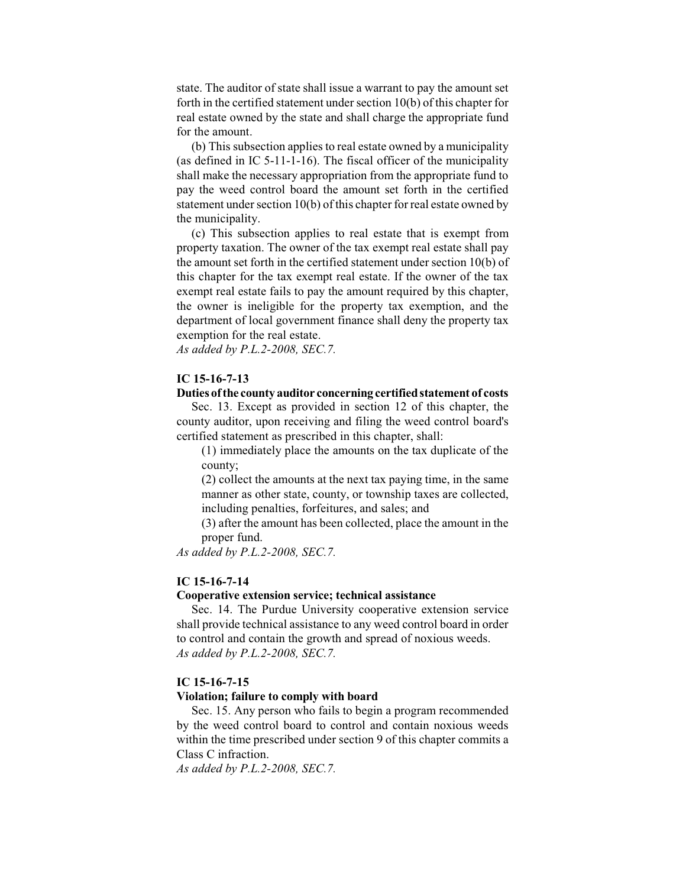state. The auditor of state shall issue a warrant to pay the amount set forth in the certified statement under section 10(b) of this chapter for real estate owned by the state and shall charge the appropriate fund for the amount.

(b) This subsection applies to real estate owned by a municipality (as defined in IC 5-11-1-16). The fiscal officer of the municipality shall make the necessary appropriation from the appropriate fund to pay the weed control board the amount set forth in the certified statement under section 10(b) of this chapter for real estate owned by the municipality.

(c) This subsection applies to real estate that is exempt from property taxation. The owner of the tax exempt real estate shall pay the amount set forth in the certified statement under section 10(b) of this chapter for the tax exempt real estate. If the owner of the tax exempt real estate fails to pay the amount required by this chapter, the owner is ineligible for the property tax exemption, and the department of local government finance shall deny the property tax exemption for the real estate.

*As added by P.L.2-2008, SEC.7.*

**IC 15-16-7-13**

**Duties of the county auditor concerning certified statement of costs**

Sec. 13. Except as provided in section 12 of this chapter, the county auditor, upon receiving and filing the weed control board's certified statement as prescribed in this chapter, shall:

(1) immediately place the amounts on the tax duplicate of the county;

(2) collect the amounts at the next tax paying time, in the same manner as other state, county, or township taxes are collected, including penalties, forfeitures, and sales; and

(3) after the amount has been collected, place the amount in the proper fund.

*As added by P.L.2-2008, SEC.7.*

**IC 15-16-7-14**

**Cooperative extension service; technical assistance**

Sec. 14. The Purdue University cooperative extension service shall provide technical assistance to any weed control board in order to control and contain the growth and spread of noxious weeds.

*As added by P.L.2-2008, SEC.7.*

**IC 15-16-7-15**

**Violation; failure to comply with board**

Sec. 15. Any person who fails to begin a program recommended by the weed control board to control and contain noxious weeds within the time prescribed under section 9 of this chapter commits a Class C infraction.

*As added by P.L.2-2008, SEC.7.*